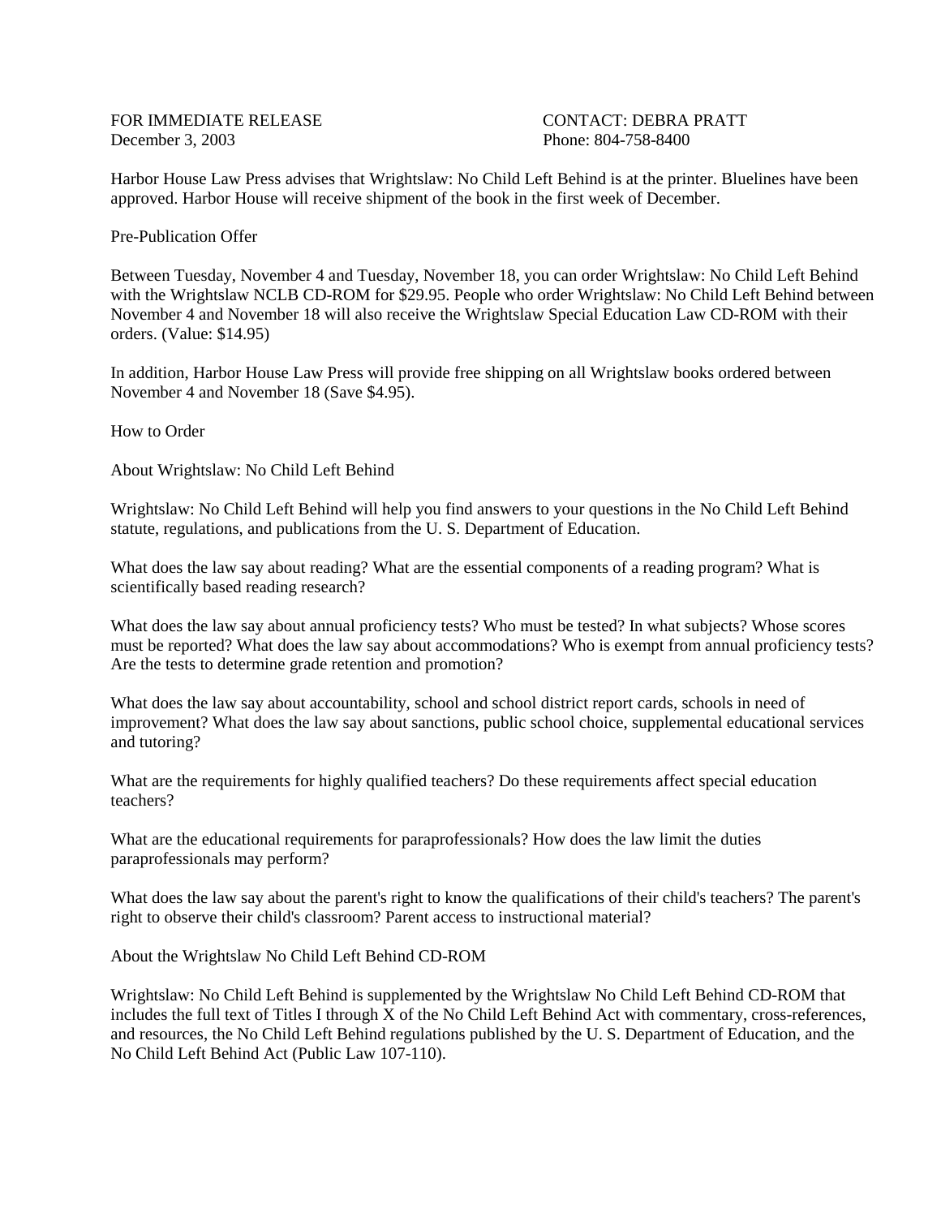FOR IMMEDIATE RELEASE
December 3, 2003

CONTACT: DEBRA PRATT
Phone: 804-758-8400

Harbor House Law Press advises that Wrightslaw: No Child Left Behind is at the printer. Bluelines have been approved. Harbor House will receive shipment of the book in the first week of December.

## Pre-Publication Offer

Between Tuesday, November 4 and Tuesday, November 18, you can order Wrightslaw: No Child Left Behind with the Wrightslaw NCLB CD-ROM for $29.95. People who order Wrightslaw: No Child Left Behind between November 4 and November 18 will also receive the Wrightslaw Special Education Law CD-ROM with their orders. (Value: $14.95)

In addition, Harbor House Law Press will provide free shipping on all Wrightslaw books ordered between November 4 and November 18 (Save $4.95).

## How to Order

## About Wrightslaw: No Child Left Behind

Wrightslaw: No Child Left Behind will help you find answers to your questions in the No Child Left Behind statute, regulations, and publications from the U. S. Department of Education.

What does the law say about reading? What are the essential components of a reading program? What is scientifically based reading research?

What does the law say about annual proficiency tests? Who must be tested? In what subjects? Whose scores must be reported? What does the law say about accommodations? Who is exempt from annual proficiency tests? Are the tests to determine grade retention and promotion?

What does the law say about accountability, school and school district report cards, schools in need of improvement? What does the law say about sanctions, public school choice, supplemental educational services and tutoring?

What are the requirements for highly qualified teachers? Do these requirements affect special education teachers?

What are the educational requirements for paraprofessionals? How does the law limit the duties paraprofessionals may perform?

What does the law say about the parent's right to know the qualifications of their child's teachers? The parent's right to observe their child's classroom? Parent access to instructional material?

## About the Wrightslaw No Child Left Behind CD-ROM

Wrightslaw: No Child Left Behind is supplemented by the Wrightslaw No Child Left Behind CD-ROM that includes the full text of Titles I through X of the No Child Left Behind Act with commentary, cross-references, and resources, the No Child Left Behind regulations published by the U. S. Department of Education, and the No Child Left Behind Act (Public Law 107-110).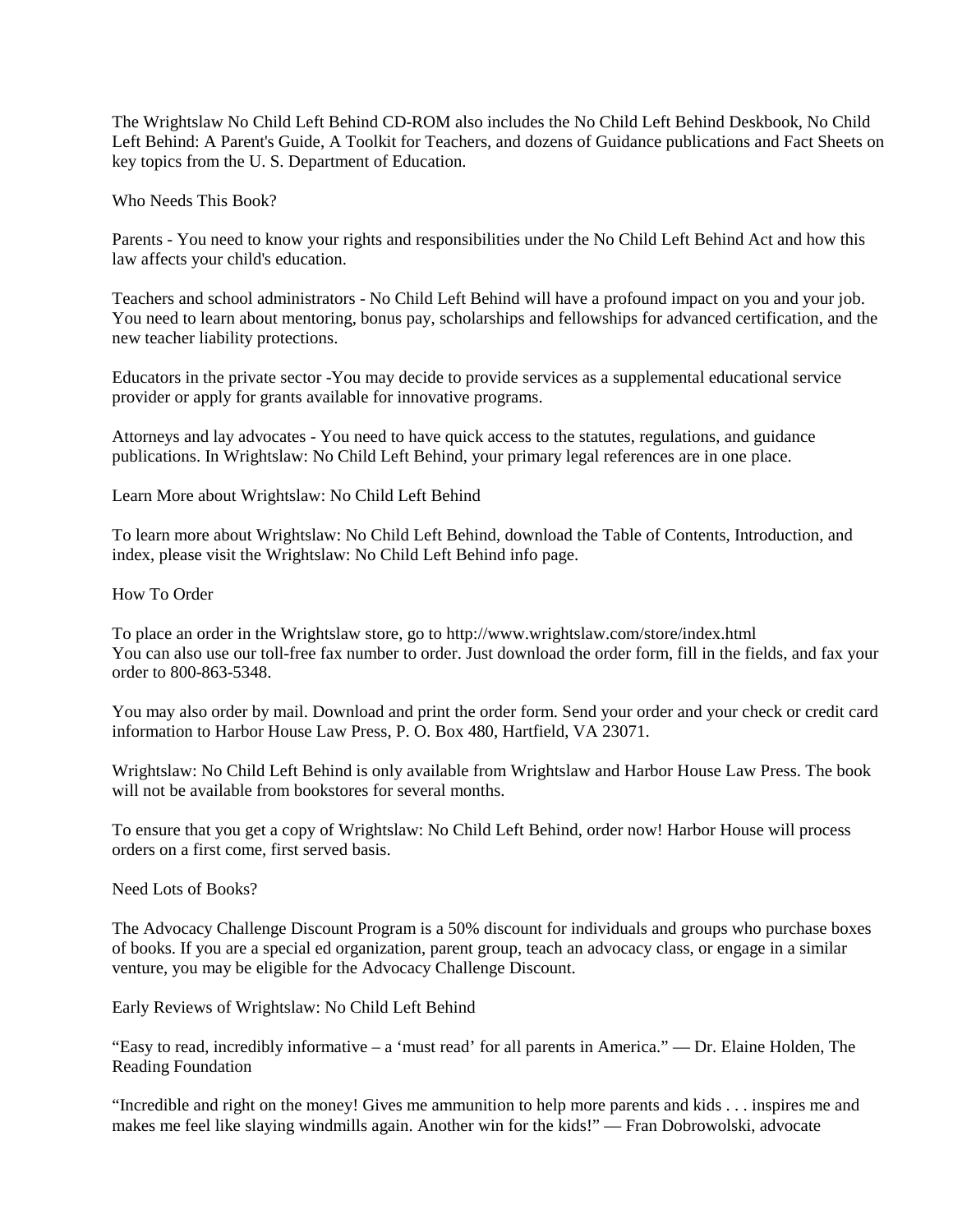The Wrightslaw No Child Left Behind CD-ROM also includes the No Child Left Behind Deskbook, No Child Left Behind: A Parent's Guide, A Toolkit for Teachers, and dozens of Guidance publications and Fact Sheets on key topics from the U. S. Department of Education.

## Who Needs This Book?

Parents - You need to know your rights and responsibilities under the No Child Left Behind Act and how this law affects your child's education.

Teachers and school administrators - No Child Left Behind will have a profound impact on you and your job. You need to learn about mentoring, bonus pay, scholarships and fellowships for advanced certification, and the new teacher liability protections.

Educators in the private sector -You may decide to provide services as a supplemental educational service provider or apply for grants available for innovative programs.

Attorneys and lay advocates - You need to have quick access to the statutes, regulations, and guidance publications. In Wrightslaw: No Child Left Behind, your primary legal references are in one place.

## Learn More about Wrightslaw: No Child Left Behind

To learn more about Wrightslaw: No Child Left Behind, download the Table of Contents, Introduction, and index, please visit the Wrightslaw: No Child Left Behind info page.

## How To Order

To place an order in the Wrightslaw store, go to http://www.wrightslaw.com/store/index.html
You can also use our toll-free fax number to order. Just download the order form, fill in the fields, and fax your order to 800-863-5348.

You may also order by mail. Download and print the order form. Send your order and your check or credit card information to Harbor House Law Press, P. O. Box 480, Hartfield, VA 23071.

Wrightslaw: No Child Left Behind is only available from Wrightslaw and Harbor House Law Press. The book will not be available from bookstores for several months.

To ensure that you get a copy of Wrightslaw: No Child Left Behind, order now! Harbor House will process orders on a first come, first served basis.

## Need Lots of Books?

The Advocacy Challenge Discount Program is a 50% discount for individuals and groups who purchase boxes of books. If you are a special ed organization, parent group, teach an advocacy class, or engage in a similar venture, you may be eligible for the Advocacy Challenge Discount.

## Early Reviews of Wrightslaw: No Child Left Behind

"Easy to read, incredibly informative – a 'must read' for all parents in America." — Dr. Elaine Holden, The Reading Foundation

"Incredible and right on the money! Gives me ammunition to help more parents and kids . . . inspires me and makes me feel like slaying windmills again. Another win for the kids!" — Fran Dobrowolski, advocate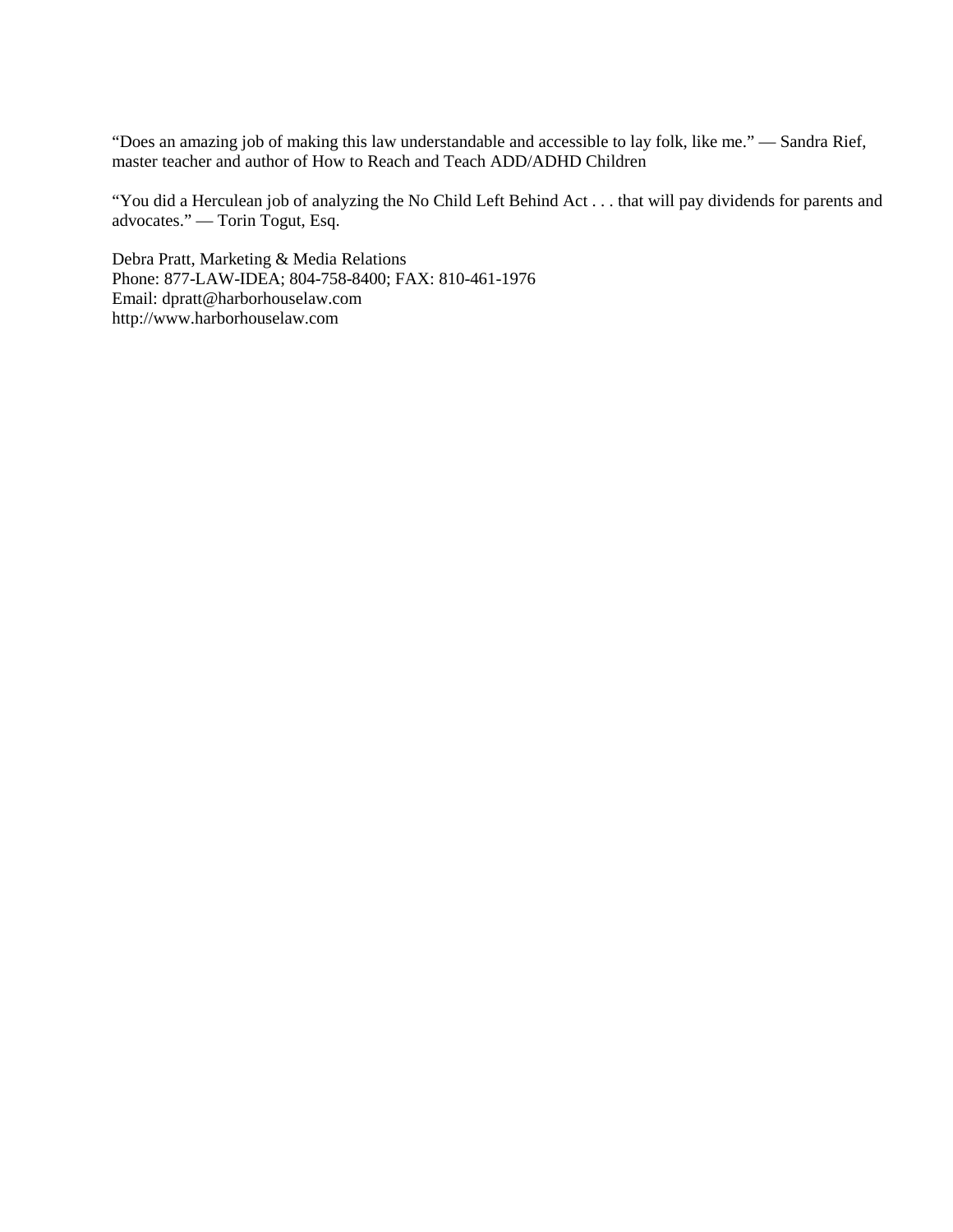"Does an amazing job of making this law understandable and accessible to lay folk, like me." — Sandra Rief, master teacher and author of How to Reach and Teach ADD/ADHD Children

"You did a Herculean job of analyzing the No Child Left Behind Act . . . that will pay dividends for parents and advocates." — Torin Togut, Esq.

Debra Pratt, Marketing & Media Relations
Phone: 877-LAW-IDEA; 804-758-8400; FAX: 810-461-1976
Email: dpratt@harborhouselaw.com
http://www.harborhouselaw.com